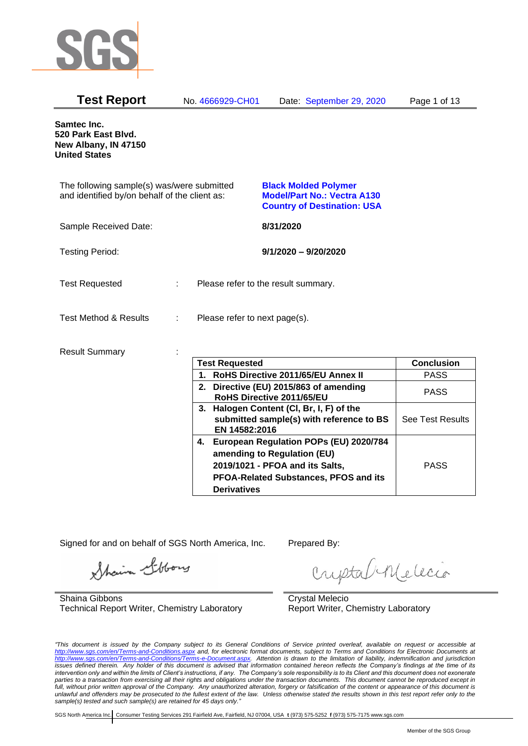# Test Report

No. 4666929-CH01 Date: September 29, 2020

**Samtec Inc.**
**520 Park East Blvd.**
**New Albany, IN 47150**
**United States**

The following sample(s) was/were submitted and identified by/on behalf of the client as:

**Black Molded Polymer**
**Model/Part No.: Vectra A130**
**Country of Destination: USA**

Sample Received Date: **8/31/2020**

Testing Period: **9/1/2020 – 9/20/2020**

Test Requested : Please refer to the result summary.

Test Method & Results : Please refer to next page(s).

Result Summary :

| Test Requested | Conclusion |
|---|---|
| **1. RoHS Directive 2011/65/EU Annex II** | PASS |
| **2. Directive (EU) 2015/863 of amending RoHS Directive 2011/65/EU** | PASS |
| **3. Halogen Content (Cl, Br, I, F) of the submitted sample(s) with reference to BS EN 14582:2016** | See Test Results |
| **4. European Regulation POPs (EU) 2020/784 amending to Regulation (EU) 2019/1021 - PFOA and its Salts, PFOA-Related Substances, PFOS and its Derivatives** | PASS |

Signed for and on behalf of SGS North America, Inc.

Shaina Gibbons
Technical Report Writer, Chemistry Laboratory

Prepared By:

Crystal Melecio
Report Writer, Chemistry Laboratory

*"This document is issued by the Company subject to its General Conditions of Service printed overleaf, available on request or accessible at http://www.sgs.com/en/Terms-and-Conditions.aspx and, for electronic format documents, subject to Terms and Conditions for Electronic Documents at http://www.sgs.com/en/Terms-and-Conditions/Terms-e-Document.aspx. Attention is drawn to the limitation of liability, indemnification and jurisdiction issues defined therein. Any holder of this document is advised that information contained hereon reflects the Company's findings at the time of its intervention only and within the limits of Client's instructions, if any. The Company's sole responsibility is to its Client and this document does not exonerate parties to a transaction from exercising all their rights and obligations under the transaction documents. This document cannot be reproduced except in full, without prior written approval of the Company. Any unauthorized alteration, forgery or falsification of the content or appearance of this document is unlawful and offenders may be prosecuted to the fullest extent of the law. Unless otherwise stated the results shown in this test report refer only to the sample(s) tested and such sample(s) are retained for 45 days only."*

SGS North America Inc. | Consumer Testing Services 291 Fairfield Ave, Fairfield, NJ 07004, USA **t** (973) 575-5252 **f** (973) 575-7175 www.sgs.com

Member of the SGS Group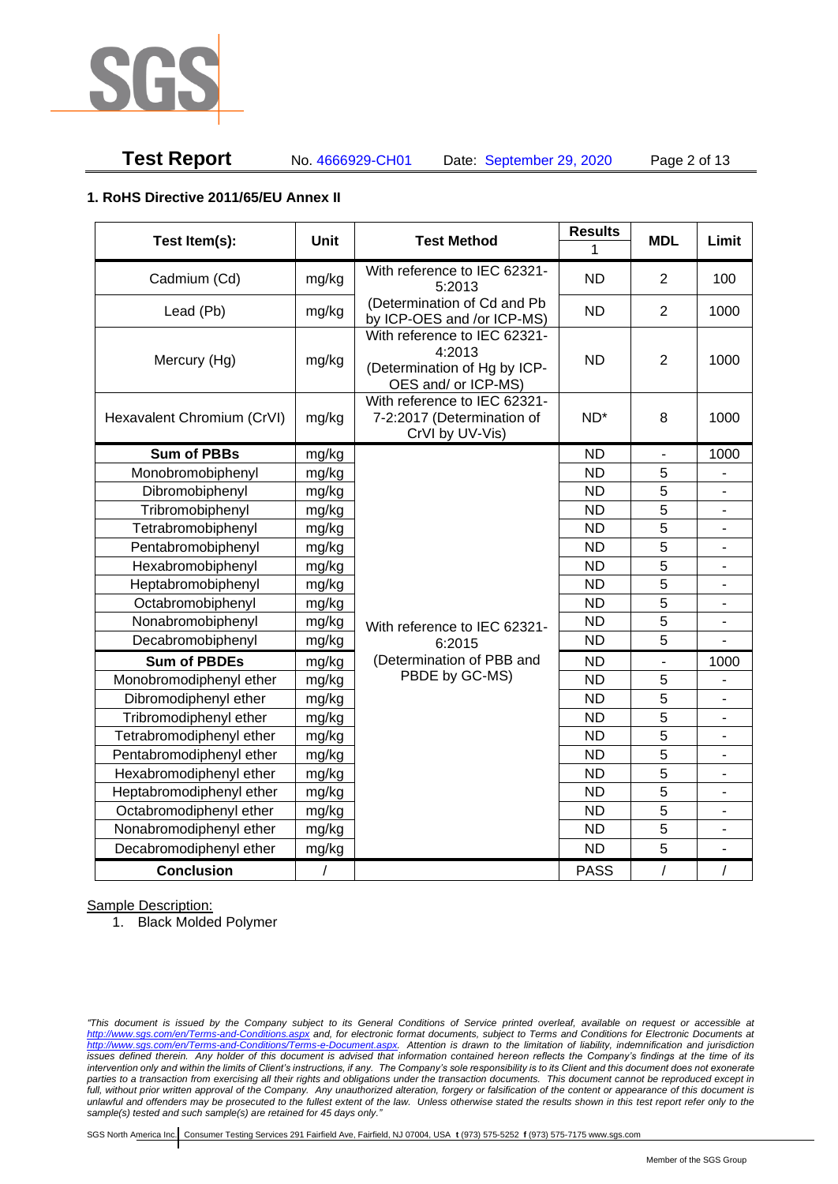## 1. RoHS Directive 2011/65/EU Annex II

| Test Item(s): | Unit | Test Method | Results | MDL | Limit |
|---|---|---|---|---|---|
| | | | 1 | | |
| Cadmium (Cd) | mg/kg | With reference to IEC 62321-5:2013 (Determination of Cd and Pb by ICP-OES and /or ICP-MS) | ND | 2 | 100 |
| Lead (Pb) | mg/kg | | ND | 2 | 1000 |
| Mercury (Hg) | mg/kg | With reference to IEC 62321-4:2013 (Determination of Hg by ICP-OES and/ or ICP-MS) | ND | 2 | 1000 |
| Hexavalent Chromium (CrVI) | mg/kg | With reference to IEC 62321-7-2:2017 (Determination of CrVI by UV-Vis) | ND* | 8 | 1000 |
| **Sum of PBBs** | mg/kg | With reference to IEC 62321-6:2015 (Determination of PBB and PBDE by GC-MS) | ND | - | 1000 |
| Monobromobiphenyl | mg/kg | | ND | 5 | - |
| Dibromobiphenyl | mg/kg | | ND | 5 | - |
| Tribromobiphenyl | mg/kg | | ND | 5 | - |
| Tetrabromobiphenyl | mg/kg | | ND | 5 | - |
| Pentabromobiphenyl | mg/kg | | ND | 5 | - |
| Hexabromobiphenyl | mg/kg | | ND | 5 | - |
| Heptabromobiphenyl | mg/kg | | ND | 5 | - |
| Octabromobiphenyl | mg/kg | | ND | 5 | - |
| Nonabromobiphenyl | mg/kg | | ND | 5 | - |
| Decabromobiphenyl | mg/kg | | ND | 5 | - |
| **Sum of PBDEs** | mg/kg | | ND | - | 1000 |
| Monobromodiphenyl ether | mg/kg | | ND | 5 | - |
| Dibromodiphenyl ether | mg/kg | | ND | 5 | - |
| Tribromodiphenyl ether | mg/kg | | ND | 5 | - |
| Tetrabromodiphenyl ether | mg/kg | | ND | 5 | - |
| Pentabromodiphenyl ether | mg/kg | | ND | 5 | - |
| Hexabromodiphenyl ether | mg/kg | | ND | 5 | - |
| Heptabromodiphenyl ether | mg/kg | | ND | 5 | - |
| Octabromodiphenyl ether | mg/kg | | ND | 5 | - |
| Nonabromodiphenyl ether | mg/kg | | ND | 5 | - |
| Decabromodiphenyl ether | mg/kg | | ND | 5 | - |
| **Conclusion** | / | | PASS | / | / |

Sample Description:

1. Black Molded Polymer

*"This document is issued by the Company subject to its General Conditions of Service printed overleaf, available on request or accessible at http://www.sgs.com/en/Terms-and-Conditions.aspx and, for electronic format documents, subject to Terms and Conditions for Electronic Documents at http://www.sgs.com/en/Terms-and-Conditions/Terms-e-Document.aspx. Attention is drawn to the limitation of liability, indemnification and jurisdiction issues defined therein. Any holder of this document is advised that information contained hereon reflects the Company's findings at the time of its intervention only and within the limits of Client's instructions, if any. The Company's sole responsibility is to its Client and this document does not exonerate parties to a transaction from exercising all their rights and obligations under the transaction documents. This document cannot be reproduced except in full, without prior written approval of the Company. Any unauthorized alteration, forgery or falsification of the content or appearance of this document is unlawful and offenders may be prosecuted to the fullest extent of the law. Unless otherwise stated the results shown in this test report refer only to the sample(s) tested and such sample(s) are retained for 45 days only."*

SGS North America Inc. | Consumer Testing Services 291 Fairfield Ave, Fairfield, NJ 07004, USA **t** (973) 575-5252 **f** (973) 575-7175 www.sgs.com

Member of the SGS Group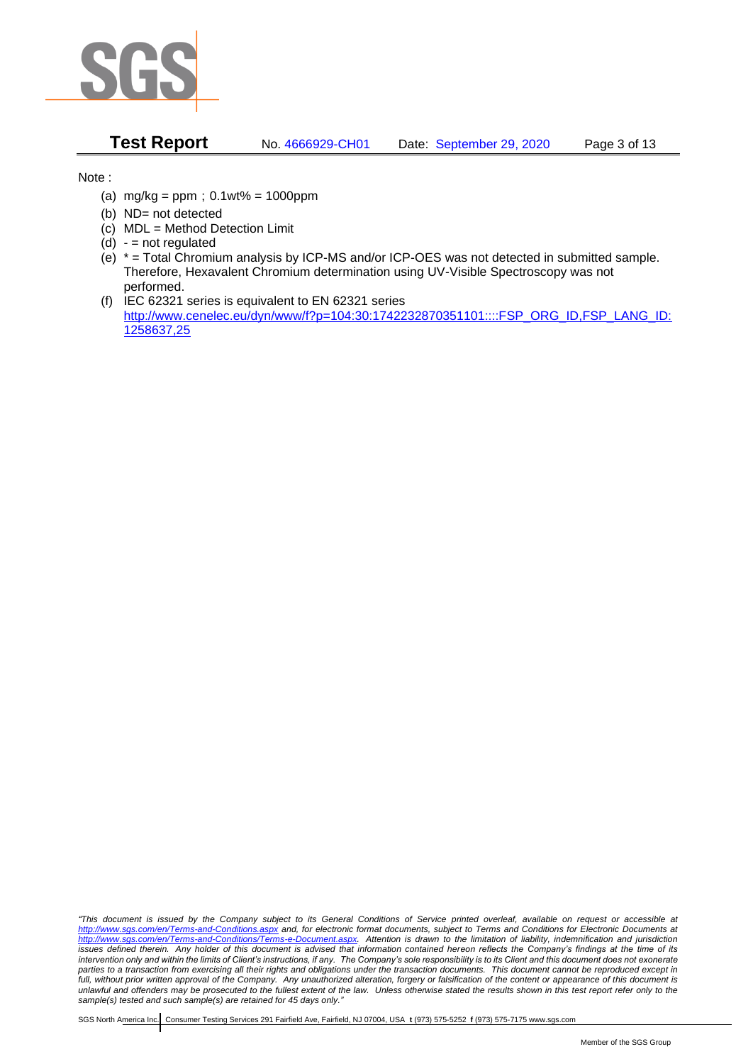Note :

(a) mg/kg = ppm；0.1wt% = 1000ppm
(b) ND= not detected
(c) MDL = Method Detection Limit
(d) - = not regulated
(e) * = Total Chromium analysis by ICP-MS and/or ICP-OES was not detected in submitted sample. Therefore, Hexavalent Chromium determination using UV-Visible Spectroscopy was not performed.
(f) IEC 62321 series is equivalent to EN 62321 series
http://www.cenelec.eu/dyn/www/f?p=104:30:1742232870351101::::FSP_ORG_ID,FSP_LANG_ID:1258637,25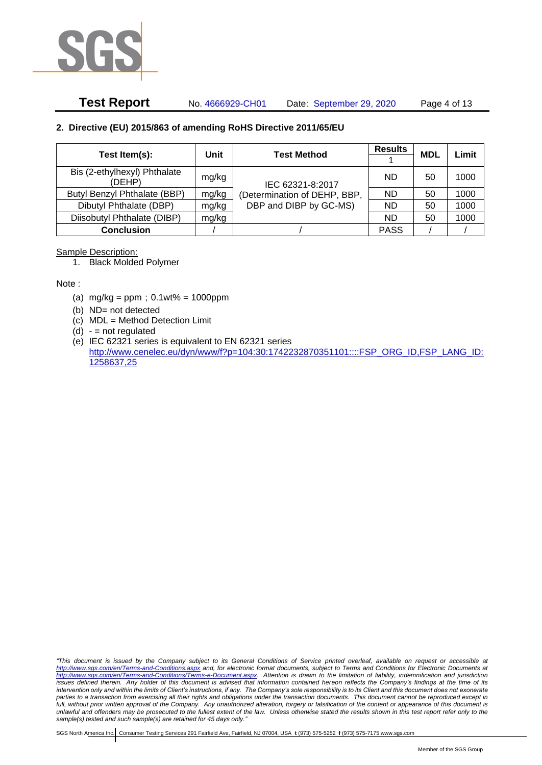## 2. Directive (EU) 2015/863 of amending RoHS Directive 2011/65/EU

| Test Item(s): | Unit | Test Method | Results | MDL | Limit |
|---|---|---|---|---|---|
| | | | 1 | | |
| Bis (2-ethylhexyl) Phthalate (DEHP) | mg/kg | IEC 62321-8:2017 (Determination of DEHP, BBP, DBP and DIBP by GC-MS) | ND | 50 | 1000 |
| Butyl Benzyl Phthalate (BBP) | mg/kg | | ND | 50 | 1000 |
| Dibutyl Phthalate (DBP) | mg/kg | | ND | 50 | 1000 |
| Diisobutyl Phthalate (DIBP) | mg/kg | | ND | 50 | 1000 |
| **Conclusion** | / | / | PASS | / | / |

Sample Description:

1. Black Molded Polymer

Note :

(a) mg/kg = ppm；0.1wt% = 1000ppm
(b) ND= not detected
(c) MDL = Method Detection Limit
(d) - = not regulated
(e) IEC 62321 series is equivalent to EN 62321 series
http://www.cenelec.eu/dyn/www/f?p=104:30:1742232870351101::::FSP_ORG_ID,FSP_LANG_ID:1258637,25

*"This document is issued by the Company subject to its General Conditions of Service printed overleaf, available on request or accessible at http://www.sgs.com/en/Terms-and-Conditions.aspx and, for electronic format documents, subject to Terms and Conditions for Electronic Documents at http://www.sgs.com/en/Terms-and-Conditions/Terms-e-Document.aspx. Attention is drawn to the limitation of liability, indemnification and jurisdiction issues defined therein. Any holder of this document is advised that information contained hereon reflects the Company's findings at the time of its intervention only and within the limits of Client's instructions, if any. The Company's sole responsibility is to its Client and this document does not exonerate parties to a transaction from exercising all their rights and obligations under the transaction documents. This document cannot be reproduced except in full, without prior written approval of the Company. Any unauthorized alteration, forgery or falsification of the content or appearance of this document is unlawful and offenders may be prosecuted to the fullest extent of the law. Unless otherwise stated the results shown in this test report refer only to the sample(s) tested and such sample(s) are retained for 45 days only."*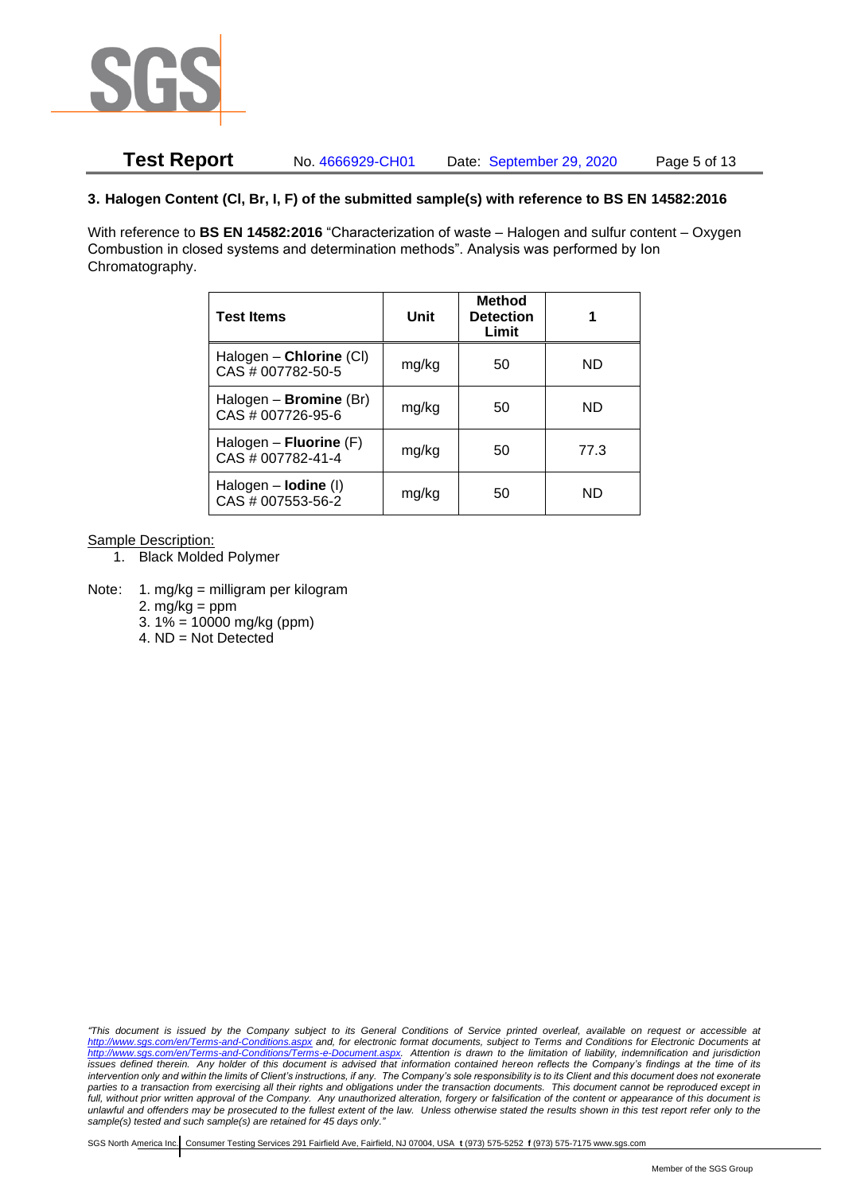### 3. Halogen Content (Cl, Br, I, F) of the submitted sample(s) with reference to BS EN 14582:2016

With reference to **BS EN 14582:2016** "Characterization of waste – Halogen and sulfur content – Oxygen Combustion in closed systems and determination methods". Analysis was performed by Ion Chromatography.

| Test Items | Unit | Method Detection Limit | 1 |
|---|---|---|---|
| Halogen – **Chlorine** (Cl) CAS # 007782-50-5 | mg/kg | 50 | ND |
| Halogen – **Bromine** (Br) CAS # 007726-95-6 | mg/kg | 50 | ND |
| Halogen – **Fluorine** (F) CAS # 007782-41-4 | mg/kg | 50 | 77.3 |
| Halogen – **Iodine** (I) CAS # 007553-56-2 | mg/kg | 50 | ND |

Sample Description:

1. Black Molded Polymer

Note:
1. mg/kg = milligram per kilogram
2. mg/kg = ppm
3. 1% = 10000 mg/kg (ppm)
4. ND = Not Detected

*"This document is issued by the Company subject to its General Conditions of Service printed overleaf, available on request or accessible at http://www.sgs.com/en/Terms-and-Conditions.aspx and, for electronic format documents, subject to Terms and Conditions for Electronic Documents at http://www.sgs.com/en/Terms-and-Conditions/Terms-e-Document.aspx. Attention is drawn to the limitation of liability, indemnification and jurisdiction issues defined therein. Any holder of this document is advised that information contained hereon reflects the Company's findings at the time of its intervention only and within the limits of Client's instructions, if any. The Company's sole responsibility is to its Client and this document does not exonerate parties to a transaction from exercising all their rights and obligations under the transaction documents. This document cannot be reproduced except in full, without prior written approval of the Company. Any unauthorized alteration, forgery or falsification of the content or appearance of this document is unlawful and offenders may be prosecuted to the fullest extent of the law. Unless otherwise stated the results shown in this test report refer only to the sample(s) tested and such sample(s) are retained for 45 days only."*

SGS North America Inc. | Consumer Testing Services 291 Fairfield Ave, Fairfield, NJ 07004, USA **t** (973) 575-5252 **f** (973) 575-7175 www.sgs.com

Member of the SGS Group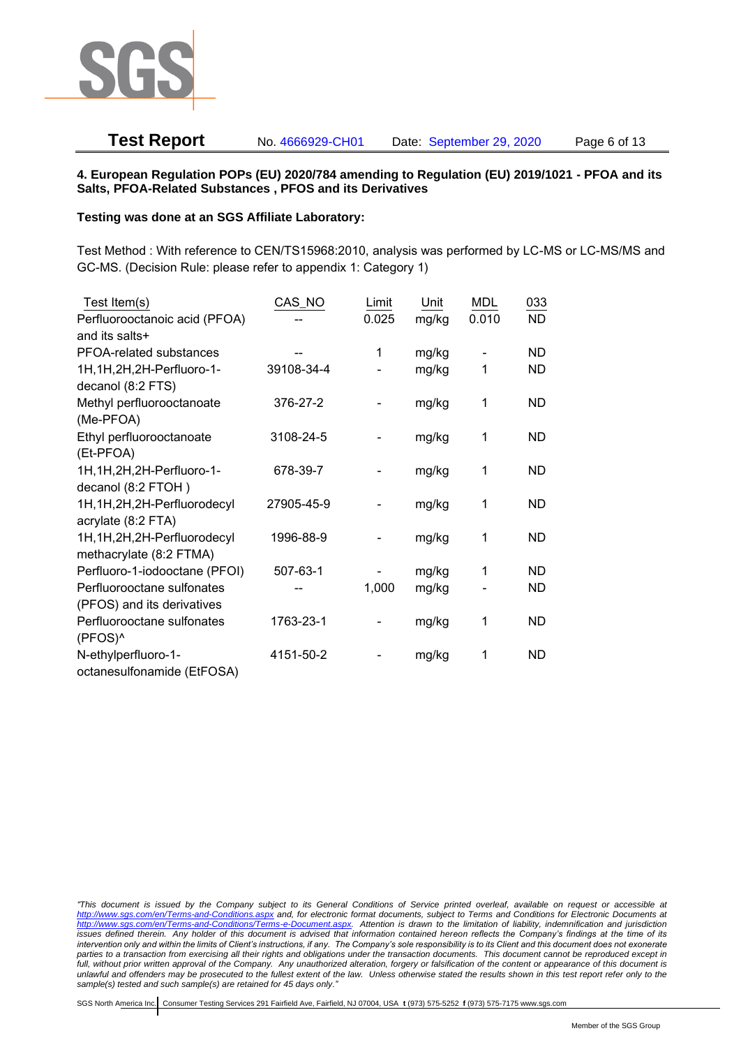**4. European Regulation POPs (EU) 2020/784 amending to Regulation (EU) 2019/1021 - PFOA and its Salts, PFOA-Related Substances , PFOS and its Derivatives**

**Testing was done at an SGS Affiliate Laboratory:**

Test Method : With reference to CEN/TS15968:2010, analysis was performed by LC-MS or LC-MS/MS and GC-MS. (Decision Rule: please refer to appendix 1: Category 1)

| Test Item(s) | CAS_NO | Limit | Unit | MDL | 033 |
|---|---|---|---|---|---|
| Perfluorooctanoic acid (PFOA) and its salts+ | -- | 0.025 | mg/kg | 0.010 | ND |
| PFOA-related substances | -- | 1 | mg/kg | - | ND |
| 1H,1H,2H,2H-Perfluoro-1-decanol (8:2 FTS) | 39108-34-4 | - | mg/kg | 1 | ND |
| Methyl perfluorooctanoate (Me-PFOA) | 376-27-2 | - | mg/kg | 1 | ND |
| Ethyl perfluorooctanoate (Et-PFOA) | 3108-24-5 | - | mg/kg | 1 | ND |
| 1H,1H,2H,2H-Perfluoro-1-decanol (8:2 FTOH ) | 678-39-7 | - | mg/kg | 1 | ND |
| 1H,1H,2H,2H-Perfluorodecyl acrylate (8:2 FTA) | 27905-45-9 | - | mg/kg | 1 | ND |
| 1H,1H,2H,2H-Perfluorodecyl methacrylate (8:2 FTMA) | 1996-88-9 | - | mg/kg | 1 | ND |
| Perfluoro-1-iodooctane (PFOI) | 507-63-1 | - | mg/kg | 1 | ND |
| Perfluorooctane sulfonates (PFOS) and its derivatives | -- | 1,000 | mg/kg | - | ND |
| Perfluorooctane sulfonates (PFOS)^ | 1763-23-1 | - | mg/kg | 1 | ND |
| N-ethylperfluoro-1-octanesulfonamide (EtFOSA) | 4151-50-2 | - | mg/kg | 1 | ND |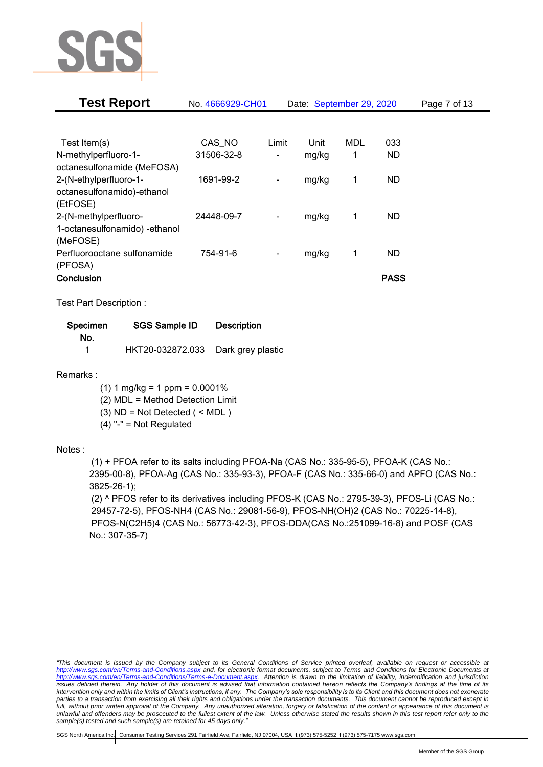| Test Item(s) | CAS_NO | Limit | Unit | MDL | 033 |
|---|---|---|---|---|---|
| N-methylperfluoro-1-octanesulfonamide (MeFOSA) | 31506-32-8 | - | mg/kg | 1 | ND |
| 2-(N-ethylperfluoro-1-octanesulfonamido)-ethanol (EtFOSE) | 1691-99-2 | - | mg/kg | 1 | ND |
| 2-(N-methylperfluoro-1-octanesulfonamido) -ethanol (MeFOSE) | 24448-09-7 | - | mg/kg | 1 | ND |
| Perfluorooctane sulfonamide (PFOSA) | 754-91-6 | - | mg/kg | 1 | ND |
| **Conclusion** | | | | | **PASS** |

Test Part Description :

| Specimen No. | SGS Sample ID | Description |
|---|---|---|
| 1 | HKT20-032872.033 | Dark grey plastic |

Remarks :

(1) 1 mg/kg = 1 ppm = 0.0001%
(2) MDL = Method Detection Limit
(3) ND = Not Detected ( < MDL )
(4) "-" = Not Regulated

Notes :

(1) + PFOA refer to its salts including PFOA-Na (CAS No.: 335-95-5), PFOA-K (CAS No.: 2395-00-8), PFOA-Ag (CAS No.: 335-93-3), PFOA-F (CAS No.: 335-66-0) and APFO (CAS No.: 3825-26-1);
(2) ^ PFOS refer to its derivatives including PFOS-K (CAS No.: 2795-39-3), PFOS-Li (CAS No.: 29457-72-5), PFOS-NH4 (CAS No.: 29081-56-9), PFOS-NH(OH)2 (CAS No.: 70225-14-8), PFOS-N(C2H5)4 (CAS No.: 56773-42-3), PFOS-DDA(CAS No.:251099-16-8) and POSF (CAS No.: 307-35-7)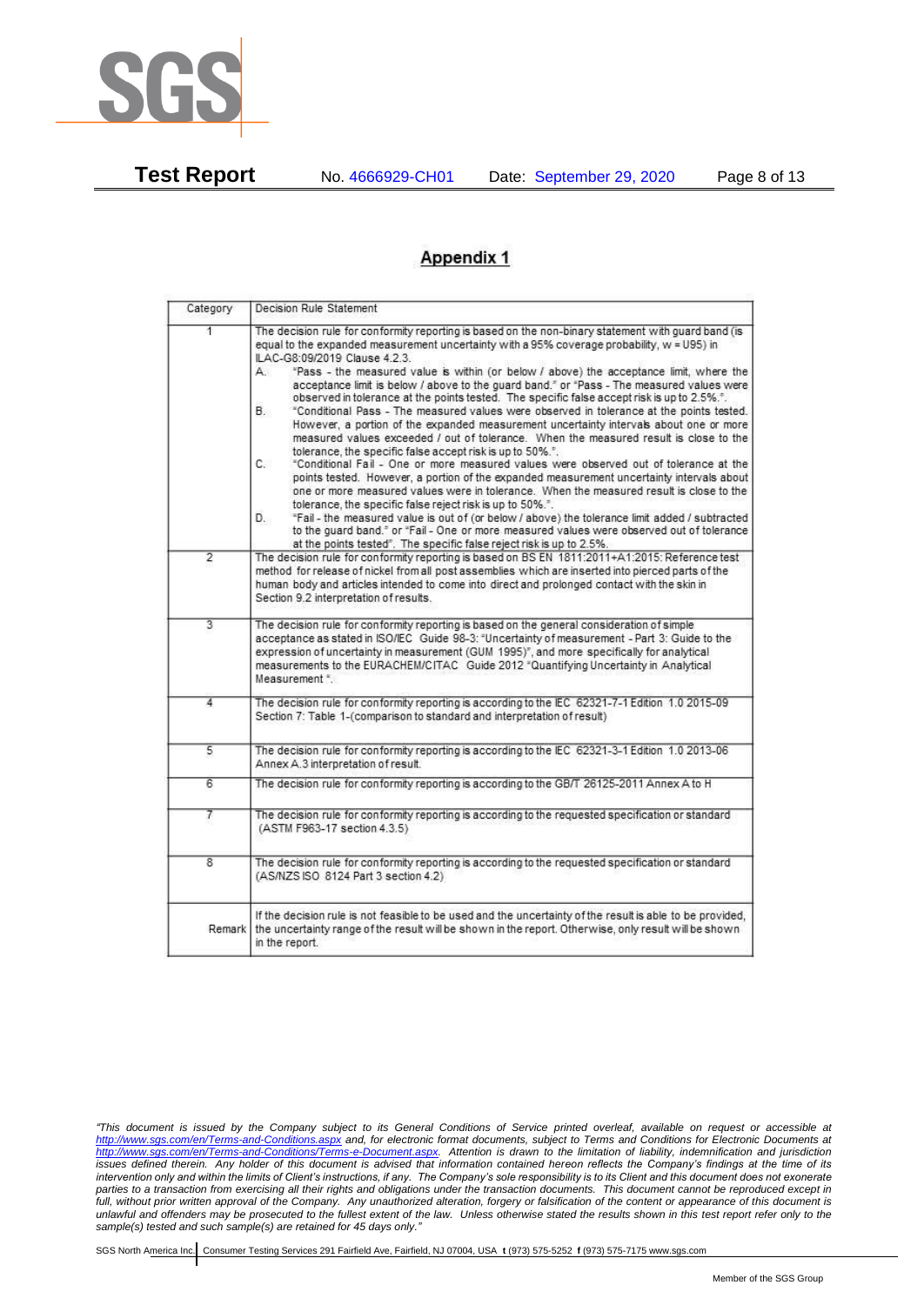## Appendix 1

| Category | Decision Rule Statement |
| --- | --- |
| 1 | The decision rule for conformity reporting is based on the non-binary statement with guard band (is equal to the expanded measurement uncertainty with a 95% coverage probability, w = U95) in ILAC-G8:09/2019 Clause 4.2.3.<br>A. "Pass - the measured value is within (or below / above) the acceptance limit, where the acceptance limit is below / above to the guard band." or "Pass - The measured values were observed in tolerance at the points tested. The specific false accept risk is up to 2.5%.".<br>B. "Conditional Pass - The measured values were observed in tolerance at the points tested. However, a portion of the expanded measurement uncertainty intervals about one or more measured values exceeded / out of tolerance. When the measured result is close to the tolerance, the specific false accept risk is up to 50%.".<br>C. "Conditional Fail - One or more measured values were observed out of tolerance at the points tested. However, a portion of the expanded measurement uncertainty intervals about one or more measured values were in tolerance. When the measured result is close to the tolerance, the specific false reject risk is up to 50%.".<br>D. "Fail - the measured value is out of (or below / above) the tolerance limit added / subtracted to the guard band." or "Fail - One or more measured values were observed out of tolerance at the points tested". The specific false reject risk is up to 2.5%. |
| 2 | The decision rule for conformity reporting is based on BS EN 1811:2011+A1:2015: Reference test method for release of nickel from all post assemblies which are inserted into pierced parts of the human body and articles intended to come into direct and prolonged contact with the skin in Section 9.2 interpretation of results. |
| 3 | The decision rule for conformity reporting is based on the general consideration of simple acceptance as stated in ISO/IEC Guide 98-3: "Uncertainty of measurement - Part 3: Guide to the expression of uncertainty in measurement (GUM 1995)", and more specifically for analytical measurements to the EURACHEM/CITAC Guide 2012 "Quantifying Uncertainty in Analytical Measurement ". |
| 4 | The decision rule for conformity reporting is according to the IEC 62321-7-1 Edition 1.0 2015-09 Section 7: Table 1-(comparison to standard and interpretation of result) |
| 5 | The decision rule for conformity reporting is according to the IEC 62321-3-1 Edition 1.0 2013-06 Annex A.3 interpretation of result. |
| 6 | The decision rule for conformity reporting is according to the GB/T 26125-2011 Annex A to H |
| 7 | The decision rule for conformity reporting is according to the requested specification or standard (ASTM F963-17 section 4.3.5) |
| 8 | The decision rule for conformity reporting is according to the requested specification or standard (AS/NZS ISO 8124 Part 3 section 4.2) |
| Remark | If the decision rule is not feasible to be used and the uncertainty of the result is able to be provided, the uncertainty range of the result will be shown in the report. Otherwise, only result will be shown in the report. |

*"This document is issued by the Company subject to its General Conditions of Service printed overleaf, available on request or accessible at http://www.sgs.com/en/Terms-and-Conditions.aspx and, for electronic format documents, subject to Terms and Conditions for Electronic Documents at http://www.sgs.com/en/Terms-and-Conditions/Terms-e-Document.aspx. Attention is drawn to the limitation of liability, indemnification and jurisdiction issues defined therein. Any holder of this document is advised that information contained hereon reflects the Company's findings at the time of its intervention only and within the limits of Client's instructions, if any. The Company's sole responsibility is to its Client and this document does not exonerate parties to a transaction from exercising all their rights and obligations under the transaction documents. This document cannot be reproduced except in full, without prior written approval of the Company. Any unauthorized alteration, forgery or falsification of the content or appearance of this document is unlawful and offenders may be prosecuted to the fullest extent of the law. Unless otherwise stated the results shown in this test report refer only to the sample(s) tested and such sample(s) are retained for 45 days only."*

SGS North America Inc. | Consumer Testing Services 291 Fairfield Ave, Fairfield, NJ 07004, USA **t** (973) 575-5252 **f** (973) 575-7175 www.sgs.com

Member of the SGS Group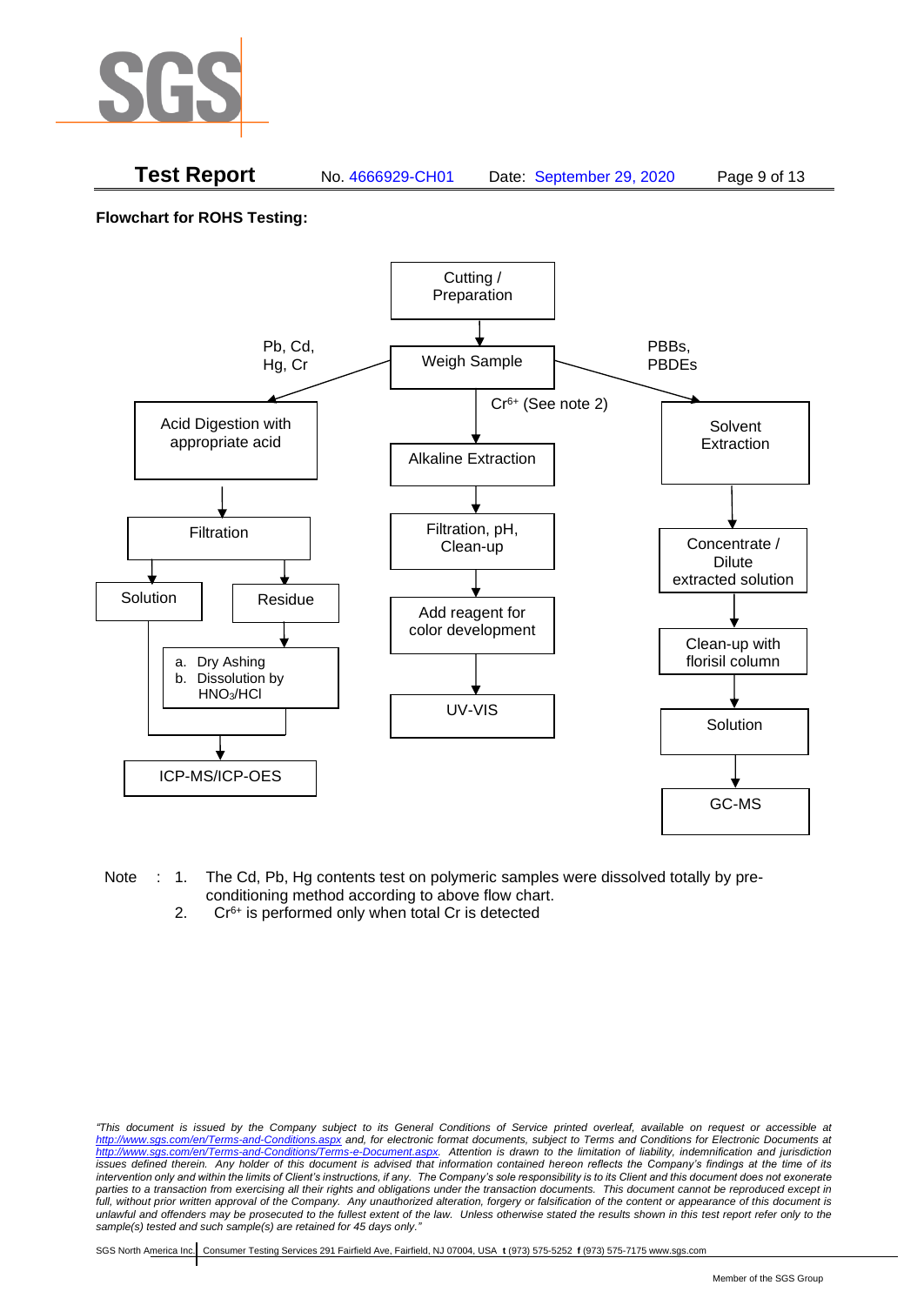**Flowchart for ROHS Testing:**

Cutting / Preparation → Weigh Sample

**Pb, Cd, Hg, Cr:**

Weigh Sample → Acid Digestion with appropriate acid → Filtration → Solution / Residue

Residue → a. Dry Ashing b. Dissolution by $HNO_3$/HCl

Solution and dissolved residue → ICP-MS/ICP-OES

**$Cr^{6+}$ (See note 2):**

Weigh Sample → Alkaline Extraction → Filtration, pH, Clean-up → Add reagent for color development → UV-VIS

**PBBs, PBDEs:**

Weigh Sample → Solvent Extraction → Concentrate / Dilute extracted solution → Clean-up with florisil column → Solution → GC-MS

Note : 1. The Cd, Pb, Hg contents test on polymeric samples were dissolved totally by pre-conditioning method according to above flow chart.

2. $Cr^{6+}$ is performed only when total Cr is detected

*"This document is issued by the Company subject to its General Conditions of Service printed overleaf, available on request or accessible at http://www.sgs.com/en/Terms-and-Conditions.aspx and, for electronic format documents, subject to Terms and Conditions for Electronic Documents at http://www.sgs.com/en/Terms-and-Conditions/Terms-e-Document.aspx. Attention is drawn to the limitation of liability, indemnification and jurisdiction issues defined therein. Any holder of this document is advised that information contained hereon reflects the Company's findings at the time of its intervention only and within the limits of Client's instructions, if any. The Company's sole responsibility is to its Client and this document does not exonerate parties to a transaction from exercising all their rights and obligations under the transaction documents. This document cannot be reproduced except in full, without prior written approval of the Company. Any unauthorized alteration, forgery or falsification of the content or appearance of this document is unlawful and offenders may be prosecuted to the fullest extent of the law. Unless otherwise stated the results shown in this test report refer only to the sample(s) tested and such sample(s) are retained for 45 days only."*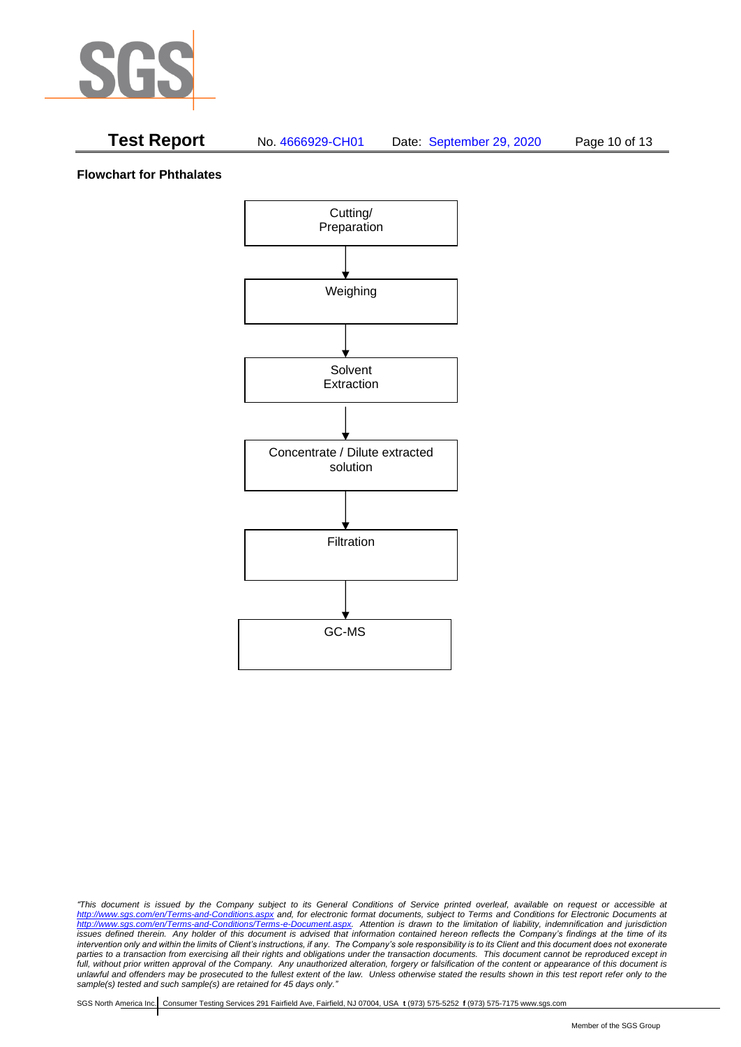**Flowchart for Phthalates**

Cutting/ Preparation

↓

Weighing

↓

Solvent Extraction

↓

Concentrate / Dilute extracted solution

↓

Filtration

↓

GC-MS

*"This document is issued by the Company subject to its General Conditions of Service printed overleaf, available on request or accessible at http://www.sgs.com/en/Terms-and-Conditions.aspx and, for electronic format documents, subject to Terms and Conditions for Electronic Documents at http://www.sgs.com/en/Terms-and-Conditions/Terms-e-Document.aspx. Attention is drawn to the limitation of liability, indemnification and jurisdiction issues defined therein. Any holder of this document is advised that information contained hereon reflects the Company's findings at the time of its intervention only and within the limits of Client's instructions, if any. The Company's sole responsibility is to its Client and this document does not exonerate parties to a transaction from exercising all their rights and obligations under the transaction documents. This document cannot be reproduced except in full, without prior written approval of the Company. Any unauthorized alteration, forgery or falsification of the content or appearance of this document is unlawful and offenders may be prosecuted to the fullest extent of the law. Unless otherwise stated the results shown in this test report refer only to the sample(s) tested and such sample(s) are retained for 45 days only."*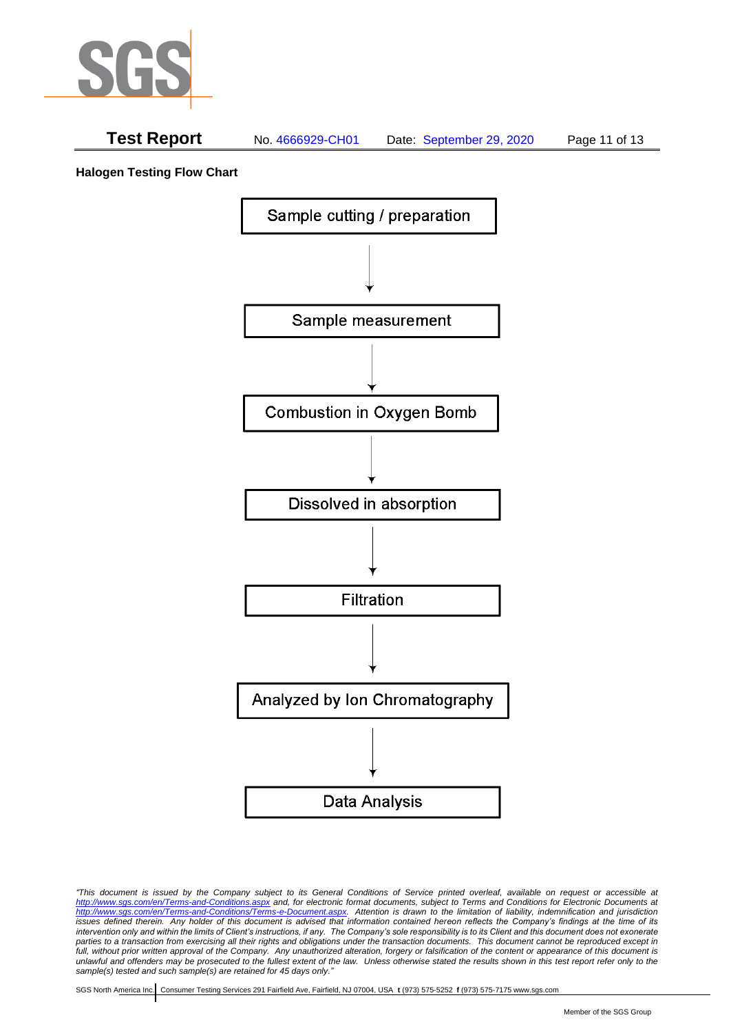**Halogen Testing Flow Chart**

Sample cutting / preparation

↓

Sample measurement

↓

Combustion in Oxygen Bomb

↓

Dissolved in absorption

↓

Filtration

↓

Analyzed by Ion Chromatography

↓

Data Analysis

*"This document is issued by the Company subject to its General Conditions of Service printed overleaf, available on request or accessible at http://www.sgs.com/en/Terms-and-Conditions.aspx and, for electronic format documents, subject to Terms and Conditions for Electronic Documents at http://www.sgs.com/en/Terms-and-Conditions/Terms-e-Document.aspx. Attention is drawn to the limitation of liability, indemnification and jurisdiction issues defined therein. Any holder of this document is advised that information contained hereon reflects the Company's findings at the time of its intervention only and within the limits of Client's instructions, if any. The Company's sole responsibility is to its Client and this document does not exonerate parties to a transaction from exercising all their rights and obligations under the transaction documents. This document cannot be reproduced except in full, without prior written approval of the Company. Any unauthorized alteration, forgery or falsification of the content or appearance of this document is unlawful and offenders may be prosecuted to the fullest extent of the law. Unless otherwise stated the results shown in this test report refer only to the sample(s) tested and such sample(s) are retained for 45 days only."*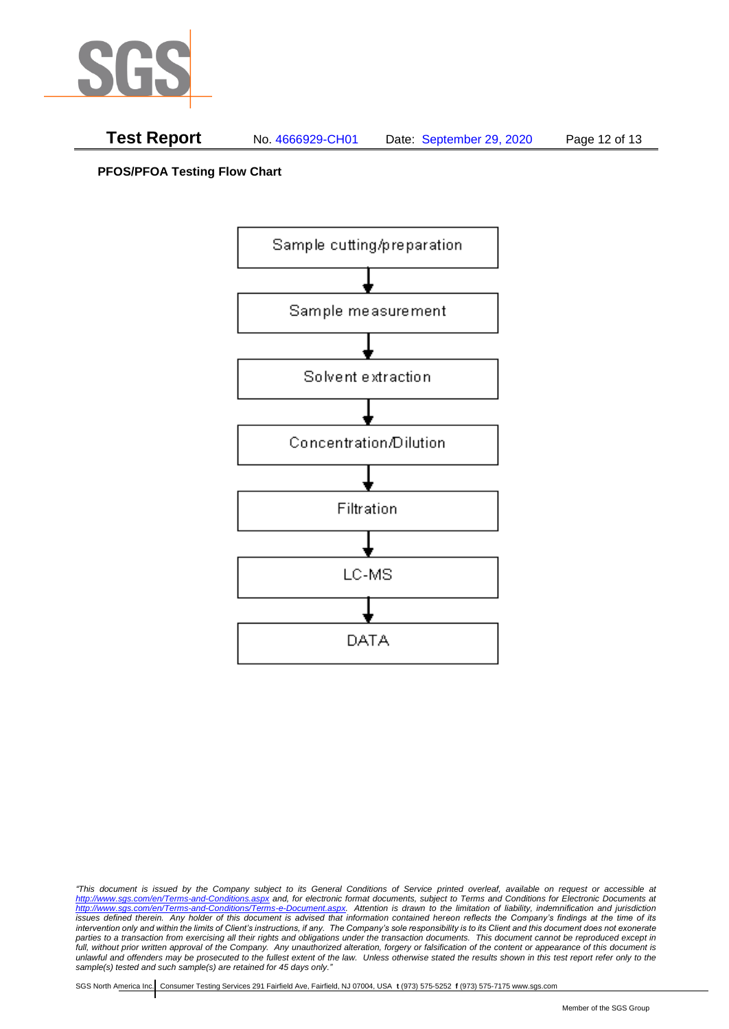**PFOS/PFOA Testing Flow Chart**

Sample cutting/preparation

↓

Sample measurement

↓

Solvent extraction

↓

Concentration/Dilution

↓

Filtration

↓

LC-MS

↓

DATA

*"This document is issued by the Company subject to its General Conditions of Service printed overleaf, available on request or accessible at http://www.sgs.com/en/Terms-and-Conditions.aspx and, for electronic format documents, subject to Terms and Conditions for Electronic Documents at http://www.sgs.com/en/Terms-and-Conditions/Terms-e-Document.aspx. Attention is drawn to the limitation of liability, indemnification and jurisdiction issues defined therein. Any holder of this document is advised that information contained hereon reflects the Company's findings at the time of its intervention only and within the limits of Client's instructions, if any. The Company's sole responsibility is to its Client and this document does not exonerate parties to a transaction from exercising all their rights and obligations under the transaction documents. This document cannot be reproduced except in full, without prior written approval of the Company. Any unauthorized alteration, forgery or falsification of the content or appearance of this document is unlawful and offenders may be prosecuted to the fullest extent of the law. Unless otherwise stated the results shown in this test report refer only to the sample(s) tested and such sample(s) are retained for 45 days only."*

SGS North America Inc. | Consumer Testing Services 291 Fairfield Ave, Fairfield, NJ 07004, USA **t** (973) 575-5252 **f** (973) 575-7175 www.sgs.com

Member of the SGS Group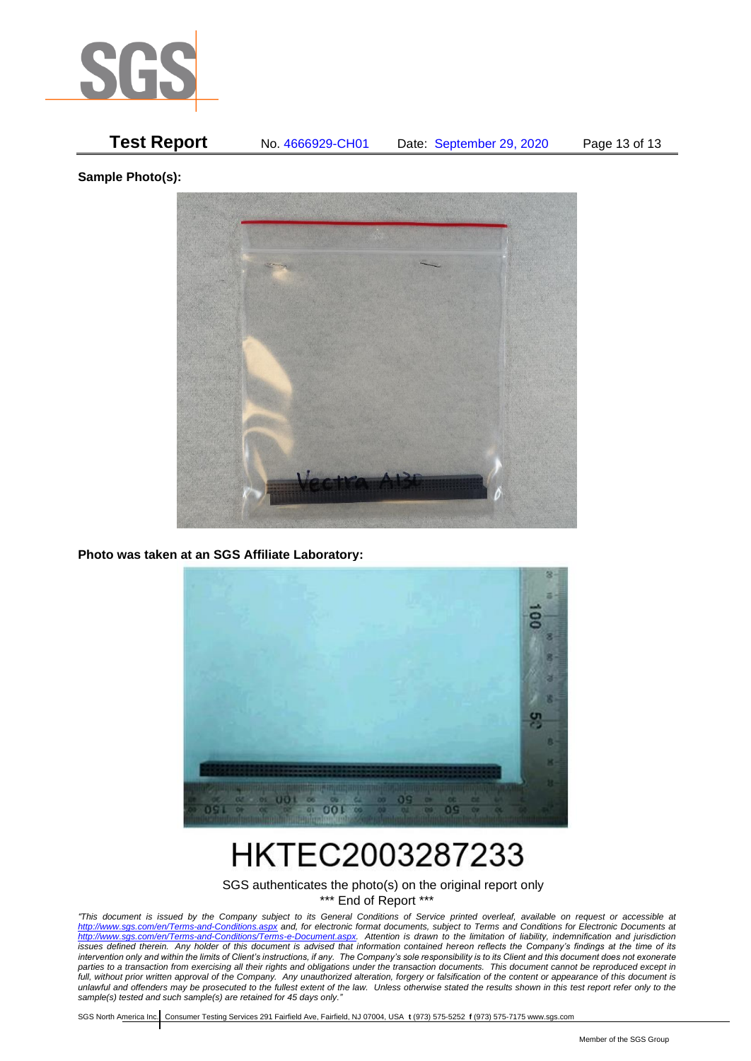**Sample Photo(s):**

**Photo was taken at an SGS Affiliate Laboratory:**

# HKTEC2003287233

SGS authenticates the photo(s) on the original report only

*** End of Report ***

*"This document is issued by the Company subject to its General Conditions of Service printed overleaf, available on request or accessible at http://www.sgs.com/en/Terms-and-Conditions.aspx and, for electronic format documents, subject to Terms and Conditions for Electronic Documents at http://www.sgs.com/en/Terms-and-Conditions/Terms-e-Document.aspx. Attention is drawn to the limitation of liability, indemnification and jurisdiction issues defined therein. Any holder of this document is advised that information contained hereon reflects the Company's findings at the time of its intervention only and within the limits of Client's instructions, if any. The Company's sole responsibility is to its Client and this document does not exonerate parties to a transaction from exercising all their rights and obligations under the transaction documents. This document cannot be reproduced except in full, without prior written approval of the Company. Any unauthorized alteration, forgery or falsification of the content or appearance of this document is unlawful and offenders may be prosecuted to the fullest extent of the law. Unless otherwise stated the results shown in this test report refer only to the sample(s) tested and such sample(s) are retained for 45 days only."*

SGS North America Inc. | Consumer Testing Services 291 Fairfield Ave, Fairfield, NJ 07004, USA **t** (973) 575-5252 **f** (973) 575-7175 www.sgs.com

Member of the SGS Group